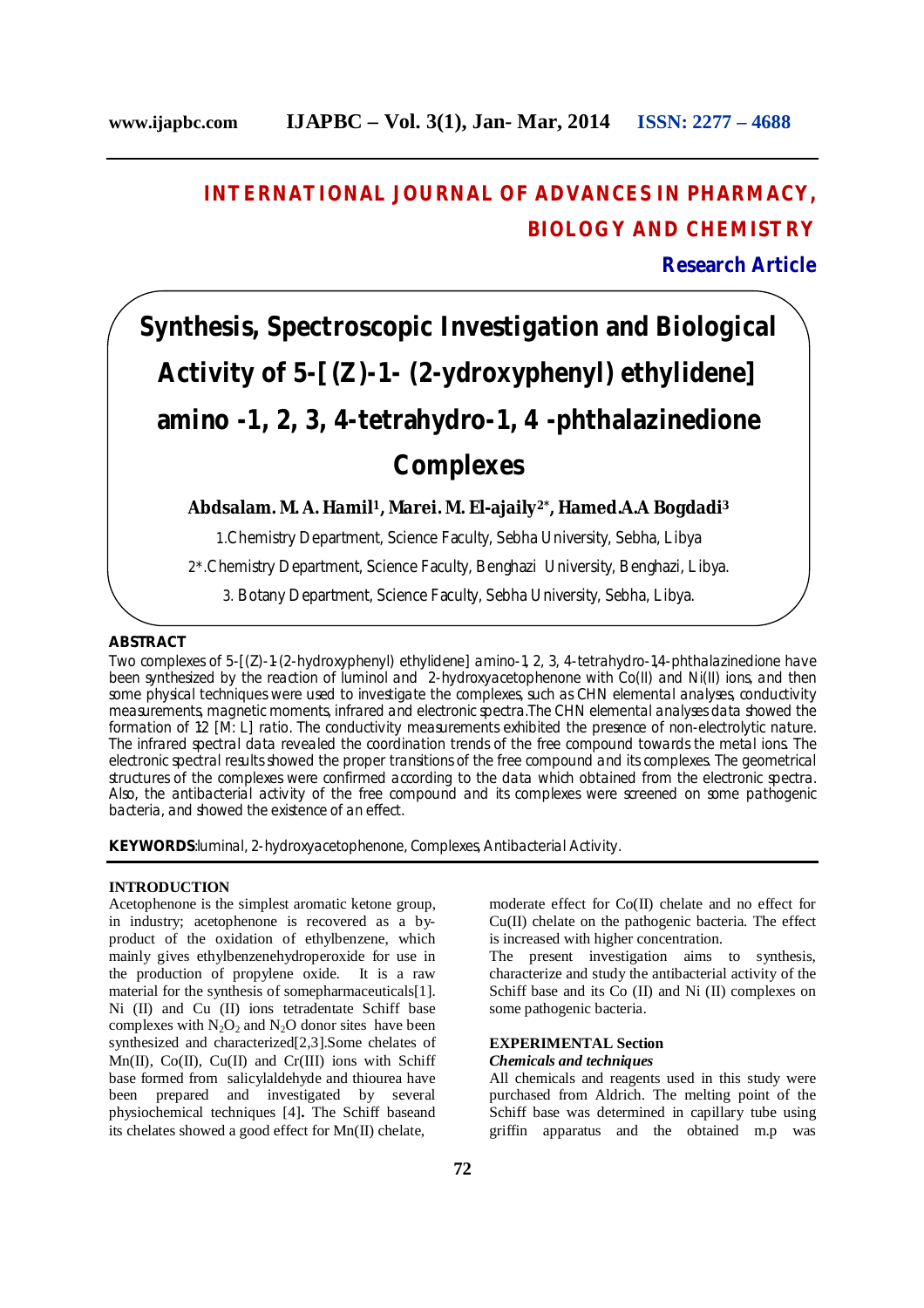# INTERNATIONAL JOURNAL OF ADVANCES IN PHARMACY, BIOLOGY AND CHEMISTRY

**Research Article**

# Synthesis, Spectroscopic Investigation and Biological Activity of 5-[(Z)-1- (2-ydroxyphenyl) ethylidene] amino -1, 2, 3, 4-tetrahydro-1, 4 -phthalazinedione Complexes

**Abdsalam. M. A. Hamil[1], Marei. M. El-ajaily[2*], Hamed.A.A Bogdadi[3]**

1.Chemistry Department, Science Faculty, Sebha University, Sebha, Libya

2*.Chemistry Department, Science Faculty, Benghazi University, Benghazi, Libya.

3. Botany Department, Science Faculty, Sebha University, Sebha, Libya.

## ABSTRACT

Two complexes of 5-[(Z)-1-(2-hydroxyphenyl) ethylidene] amino-1, 2, 3, 4-tetrahydro-1,4-phthalazinedione have been synthesized by the reaction of luminol and 2-hydroxyacetophenone with Co(II) and Ni(II) ions, and then some physical techniques were used to investigate the complexes, such as CHN elemental analyses, conductivity measurements, magnetic moments, infrared and electronic spectra.The CHN elemental analyses data showed the formation of 1:2 [M: L] ratio. The conductivity measurements exhibited the presence of non-electrolytic nature. The infrared spectral data revealed the coordination trends of the free compound towards the metal ions. The electronic spectral results showed the proper transitions of the free compound and its complexes. The geometrical structures of the complexes were confirmed according to the data which obtained from the electronic spectra. Also, the antibacterial activity of the free compound and its complexes were screened on some pathogenic bacteria, and showed the existence of an effect.

**KEYWORDS**:luminal, 2-hydroxyacetophenone, Complexes, Antibacterial Activity.

## INTRODUCTION

Acetophenone is the simplest aromatic ketone group, in industry; acetophenone is recovered as a by-product of the oxidation of ethylbenzene, which mainly gives ethylbenzenehydroperoxide for use in the production of propylene oxide. It is a raw material for the synthesis of somepharmaceuticals[1]. Ni (II) and Cu (II) ions tetradentate Schiff base complexes with $N_2O_2$ and $N_2O$ donor sites have been synthesized and characterized[2,3].Some chelates of Mn(II), Co(II), Cu(II) and Cr(III) ions with Schiff base formed from salicylaldehyde and thiourea have been prepared and investigated by several physiochemical techniques [4]**.** The Schiff baseand its chelates showed a good effect for Mn(II) chelate, moderate effect for Co(II) chelate and no effect for Cu(II) chelate on the pathogenic bacteria. The effect is increased with higher concentration.

The present investigation aims to synthesis, characterize and study the antibacterial activity of the Schiff base and its Co (II) and Ni (II) complexes on some pathogenic bacteria.

## EXPERIMENTAL Section

### *Chemicals and techniques*

All chemicals and reagents used in this study were purchased from Aldrich. The melting point of the Schiff base was determined in capillary tube using griffin apparatus and the obtained m.p was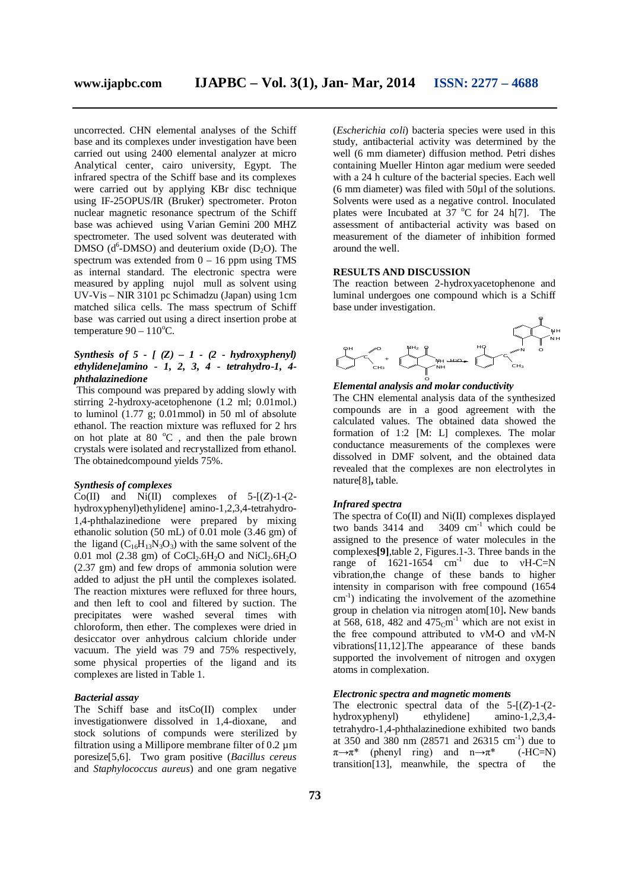uncorrected. CHN elemental analyses of the Schiff base and its complexes under investigation have been carried out using 2400 elemental analyzer at micro Analytical center, cairo university, Egypt. The infrared spectra of the Schiff base and its complexes were carried out by applying KBr disc technique using IF-25OPUS/IR (Bruker) spectrometer. Proton nuclear magnetic resonance spectrum of the Schiff base was achieved using Varian Gemini 200 MHZ spectrometer. The used solvent was deuterated with DMSO ($d^6$-DMSO) and deuterium oxide ($D_2O$). The spectrum was extended from 0 – 16 ppm using TMS as internal standard. The electronic spectra were measured by appling nujol mull as solvent using UV-Vis – NIR 3101 pc Schimadzu (Japan) using 1cm matched silica cells. The mass spectrum of Schiff base was carried out using a direct insertion probe at temperature 90 – 110°C.

### *Synthesis of 5 - [ (Z) – 1 - (2 - hydroxyphenyl) ethylidene]amino - 1, 2, 3, 4 - tetrahydro-1, 4-phthalazinedione*

This compound was prepared by adding slowly with stirring 2-hydroxy-acetophenone (1.2 ml; 0.01mol.) to luminol (1.77 g; 0.01mmol) in 50 ml of absolute ethanol. The reaction mixture was refluxed for 2 hrs on hot plate at 80 °C , and then the pale brown crystals were isolated and recrystallized from ethanol. The obtainedcompound yields 75%.

### *Synthesis of complexes*

Co(II) and Ni(II) complexes of 5-[(*Z*)-1-(2-hydroxyphenyl)ethylidene] amino-1,2,3,4-tetrahydro-1,4-phthalazinedione were prepared by mixing ethanolic solution (50 mL) of 0.01 mole (3.46 gm) of the ligand ($C_{16}H_{13}N_3O_3$) with the same solvent of the 0.01 mol (2.38 gm) of $CoCl_2.6H_2O$ and $NiCl_2.6H_2O$ (2.37 gm) and few drops of ammonia solution were added to adjust the pH until the complexes isolated. The reaction mixtures were refluxed for three hours, and then left to cool and filtered by suction. The precipitates were washed several times with chloroform, then ether. The complexes were dried in desiccator over anhydrous calcium chloride under vacuum. The yield was 79 and 75% respectively, some physical properties of the ligand and its complexes are listed in Table 1.

### *Bacterial assay*

The Schiff base and itsCo(II) complex under investigationwere dissolved in 1,4-dioxane, and stock solutions of compunds were sterilized by filtration using a Millipore membrane filter of 0.2 µm poresize[5,6]. Two gram positive (*Bacillus cereus* and *Staphylococcus aureus*) and one gram negative (*Escherichia coli*) bacteria species were used in this study, antibacterial activity was determined by the well (6 mm diameter) diffusion method. Petri dishes containing Mueller Hinton agar medium were seeded with a 24 h culture of the bacterial species. Each well (6 mm diameter) was filed with 50µl of the solutions. Solvents were used as a negative control. Inoculated plates were Incubated at 37 °C for 24 h[7]. The assessment of antibacterial activity was based on measurement of the diameter of inhibition formed around the well.

## RESULTS AND DISCUSSION

The reaction between 2-hydroxyacetophenone and luminal undergoes one compound which is a Schiff base under investigation.

### *Elemental analysis and molar conductivity*

The CHN elemental analysis data of the synthesized compounds are in a good agreement with the calculated values. The obtained data showed the formation of 1:2 [M: L] complexes. The molar conductance measurements of the complexes were dissolved in DMF solvent, and the obtained data revealed that the complexes are non electrolytes in nature[8]**,** table.

### *Infrared spectra*

The spectra of Co(II) and Ni(II) complexes displayed two bands 3414 and 3409 $cm^{-1}$ which could be assigned to the presence of water molecules in the complexes**[9]**,table 2, Figures.1-3. Three bands in the range of 1621-1654 $cm^{-1}$ due to νH-C=N vibration,the change of these bands to higher intensity in comparison with free compound (1654 $cm^{-1}$) indicating the involvement of the azomethine group in chelation via nitrogen atom[10]**.** New bands at 568, 618, 482 and 475$_{C}$m$^{-1}$ which are not exist in the free compound attributed to νM-O and νM-N vibrations[11,12].The appearance of these bands supported the involvement of nitrogen and oxygen atoms in complexation.

### *Electronic spectra and magnetic moments*

The electronic spectral data of the 5-[(*Z*)-1-(2-hydroxyphenyl) ethylidene] amino-1,2,3,4-tetrahydro-1,4-phthalazinedione exhibited two bands at 350 and 380 nm (28571 and 26315 $cm^{-1}$) due to $\pi\rightarrow\pi^*$ (phenyl ring) and $n\rightarrow\pi^*$ (-HC=N) transition[13], meanwhile, the spectra of the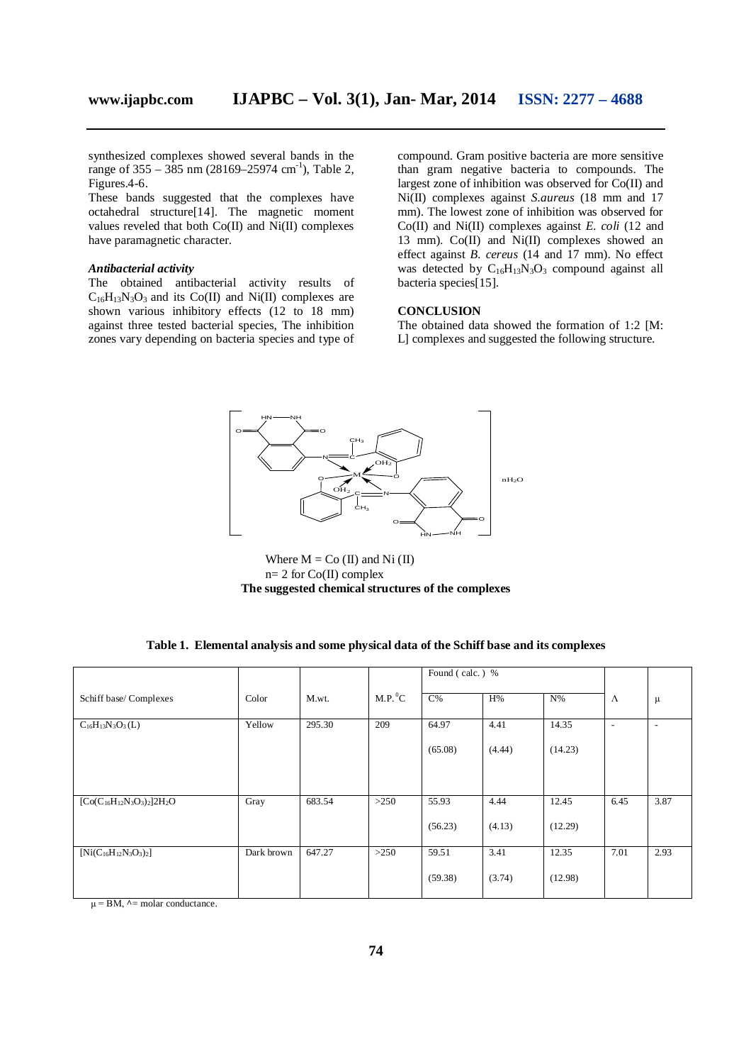synthesized complexes showed several bands in the range of 355 – 385 nm (28169–25974 $cm^{-1}$), Table 2, Figures.4-6.

These bands suggested that the complexes have octahedral structure[14]. The magnetic moment values reveled that both Co(II) and Ni(II) complexes have paramagnetic character.

### *Antibacterial activity*

The obtained antibacterial activity results of $C_{16}H_{13}N_3O_3$ and its Co(II) and Ni(II) complexes are shown various inhibitory effects (12 to 18 mm) against three tested bacterial species, The inhibition zones vary depending on bacteria species and type of compound. Gram positive bacteria are more sensitive than gram negative bacteria to compounds. The largest zone of inhibition was observed for Co(II) and Ni(II) complexes against *S.aureus* (18 mm and 17 mm). The lowest zone of inhibition was observed for Co(II) and Ni(II) complexes against *E. coli* (12 and 13 mm). Co(II) and Ni(II) complexes showed an effect against *B. cereus* (14 and 17 mm). No effect was detected by $C_{16}H_{13}N_3O_3$ compound against all bacteria species[15].

## CONCLUSION

The obtained data showed the formation of 1:2 [M: L] complexes and suggested the following structure.

Where M = Co (II) and Ni (II)
n= 2 for Co(II) complex

**The suggested chemical structures of the complexes**

**Table 1. Elemental analysis and some physical data of the Schiff base and its complexes**

| Schiff base/ Complexes | Color | M.wt. | M.P. $^0$C | Found ( calc. ) % C% | H% | N% | Λ | μ |
|---|---|---|---|---|---|---|---|---|
| $C_{16}H_{13}N_3O_3$ (L) | Yellow | 295.30 | 209 | 64.97 (65.08) | 4.41 (4.44) | 14.35 (14.23) | - | - |
| $[Co(C_{16}H_{12}N_3O_3)_2]2H_2O$ | Gray | 683.54 | >250 | 55.93 (56.23) | 4.44 (4.13) | 12.45 (12.29) | 6.45 | 3.87 |
| $[Ni(C_{16}H_{12}N_3O_3)_2]$ | Dark brown | 647.27 | >250 | 59.51 (59.38) | 3.41 (3.74) | 12.35 (12.98) | 7.01 | 2.93 |

μ = BM, ^= molar conductance.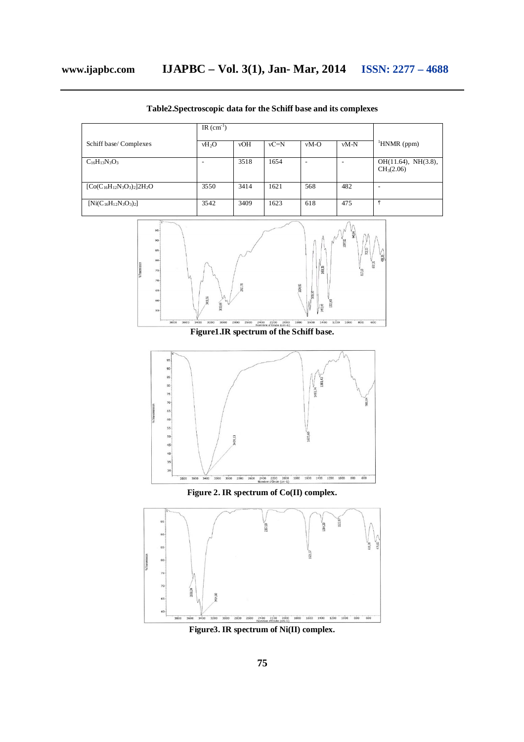**Table2.Spectroscopic data for the Schiff base and its complexes**

| Schiff base/ Complexes | IR ($cm^{-1}$) | | | | | $^1$HNMR (ppm) |
|---|---|---|---|---|---|---|
| | $\nu H_2O$ | νOH | νC=N | νM-O | νM-N | |
| $C_{16}H_{13}N_3O_3$ | - | 3518 | 1654 | - | - | OH(11.64), NH(3.8), $CH_3$(2.06) |
| $[Co(C_{16}H_{12}N_3O_3)_2]2H_2O$ | 3550 | 3414 | 1621 | 568 | 482 | - |
| $[Ni(C_{16}H_{12}N_3O_3)_2]$ | 3542 | 3409 | 1623 | 618 | 475 | ? |

**Figure1.IR spectrum of the Schiff base.**

**Figure 2. IR spectrum of Co(II) complex.**

**Figure3. IR spectrum of Ni(II) complex.**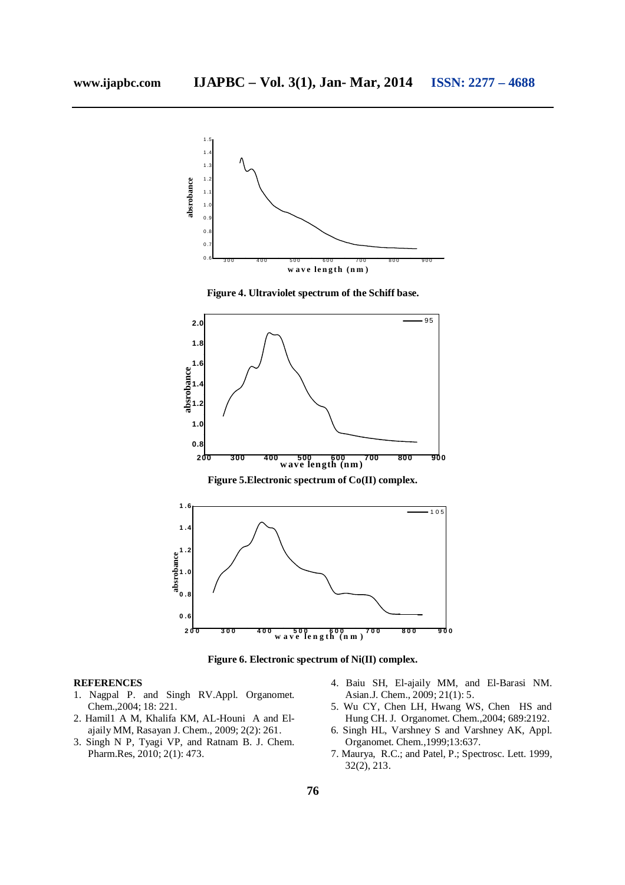Figure 4. Ultraviolet spectrum of the Schiff base.

Figure 5.Electronic spectrum of Co(II) complex.

Figure 6. Electronic spectrum of Ni(II) complex.

## REFERENCES

1. Nagpal P. and Singh RV.Appl. Organomet. Chem.,2004; 18: 221.
2. Hamil1 A M, Khalifa KM, AL-Houni A and El-ajaily MM, Rasayan J. Chem., 2009; 2(2): 261.
3. Singh N P, Tyagi VP, and Ratnam B. J. Chem. Pharm.Res, 2010; 2(1): 473.
4. Baiu SH, El-ajaily MM, and El-Barasi NM. Asian.J. Chem., 2009; 21(1): 5.
5. Wu CY, Chen LH, Hwang WS, Chen HS and Hung CH. J. Organomet. Chem.,2004; 689:2192.
6. Singh HL, Varshney S and Varshney AK, Appl. Organomet. Chem.,1999;13:637.
7. Maurya, R.C.; and Patel, P.; Spectrosc. Lett. 1999, 32(2), 213.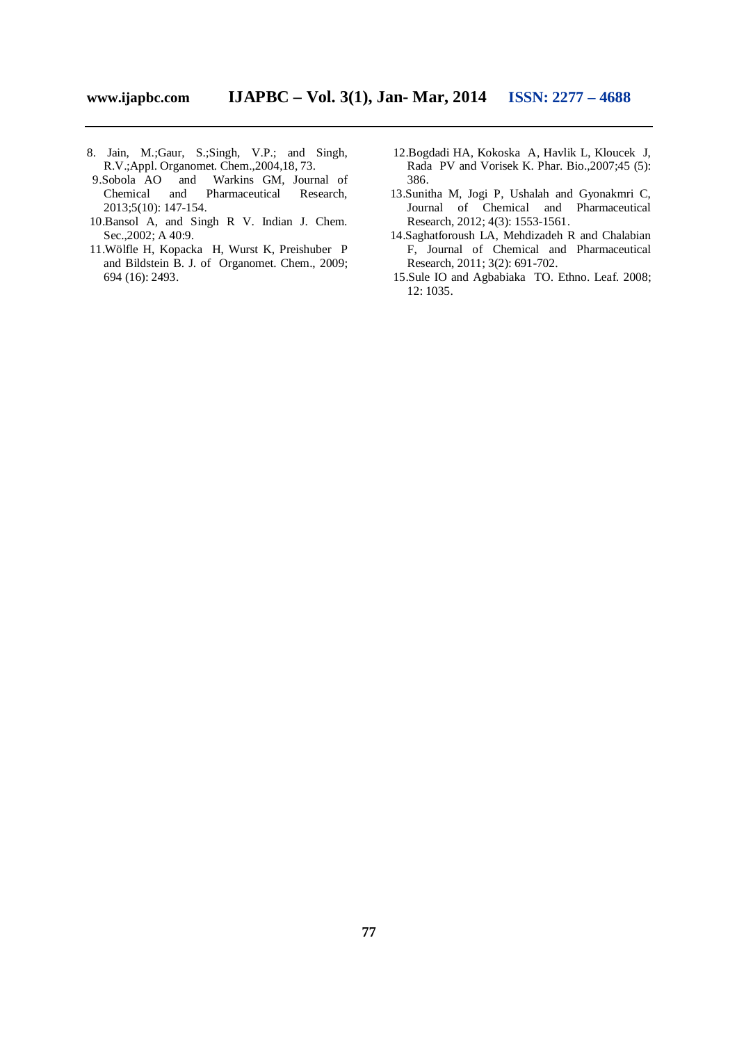8. Jain, M.;Gaur, S.;Singh, V.P.; and Singh, R.V.;Appl. Organomet. Chem.,2004,18, 73.
9. Sobola AO and Warkins GM, Journal of Chemical and Pharmaceutical Research, 2013;5(10): 147-154.
10. Bansol A, and Singh R V. Indian J. Chem. Sec.,2002; A 40:9.
11. Wölfle H, Kopacka H, Wurst K, Preishuber P and Bildstein B. J. of Organomet. Chem., 2009; 694 (16): 2493.
12. Bogdadi HA, Kokoska A, Havlik L, Kloucek J, Rada PV and Vorisek K. Phar. Bio.,2007;45 (5): 386.
13. Sunitha M, Jogi P, Ushalah and Gyonakmri C, Journal of Chemical and Pharmaceutical Research, 2012; 4(3): 1553-1561.
14. Saghatforoush LA, Mehdizadeh R and Chalabian F, Journal of Chemical and Pharmaceutical Research, 2011; 3(2): 691-702.
15. Sule IO and Agbabiaka TO. Ethno. Leaf. 2008; 12: 1035.